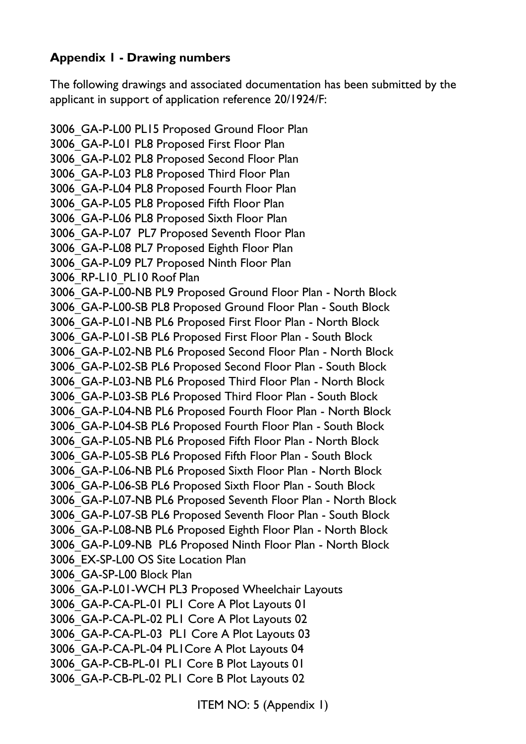**Appendix 1 - Drawing numbers**

The following drawings and associated documentation has been submitted by the applicant in support of application reference 20/1924/F:

3006_GA-P-L00 PL15 Proposed Ground Floor Plan
3006_GA-P-L01 PL8 Proposed First Floor Plan
3006_GA-P-L02 PL8 Proposed Second Floor Plan
3006_GA-P-L03 PL8 Proposed Third Floor Plan
3006_GA-P-L04 PL8 Proposed Fourth Floor Plan
3006_GA-P-L05 PL8 Proposed Fifth Floor Plan
3006_GA-P-L06 PL8 Proposed Sixth Floor Plan
3006_GA-P-L07 PL7 Proposed Seventh Floor Plan
3006_GA-P-L08 PL7 Proposed Eighth Floor Plan
3006_GA-P-L09 PL7 Proposed Ninth Floor Plan
3006_RP-L10_PL10 Roof Plan
3006_GA-P-L00-NB PL9 Proposed Ground Floor Plan - North Block
3006_GA-P-L00-SB PL8 Proposed Ground Floor Plan - South Block
3006_GA-P-L01-NB PL6 Proposed First Floor Plan - North Block
3006_GA-P-L01-SB PL6 Proposed First Floor Plan - South Block
3006_GA-P-L02-NB PL6 Proposed Second Floor Plan - North Block
3006_GA-P-L02-SB PL6 Proposed Second Floor Plan - South Block
3006_GA-P-L03-NB PL6 Proposed Third Floor Plan - North Block
3006_GA-P-L03-SB PL6 Proposed Third Floor Plan - South Block
3006_GA-P-L04-NB PL6 Proposed Fourth Floor Plan - North Block
3006_GA-P-L04-SB PL6 Proposed Fourth Floor Plan - South Block
3006_GA-P-L05-NB PL6 Proposed Fifth Floor Plan - North Block
3006_GA-P-L05-SB PL6 Proposed Fifth Floor Plan - South Block
3006_GA-P-L06-NB PL6 Proposed Sixth Floor Plan - North Block
3006_GA-P-L06-SB PL6 Proposed Sixth Floor Plan - South Block
3006_GA-P-L07-NB PL6 Proposed Seventh Floor Plan - North Block
3006_GA-P-L07-SB PL6 Proposed Seventh Floor Plan - South Block
3006_GA-P-L08-NB PL6 Proposed Eighth Floor Plan - North Block
3006_GA-P-L09-NB PL6 Proposed Ninth Floor Plan - North Block
3006_EX-SP-L00 OS Site Location Plan
3006_GA-SP-L00 Block Plan
3006_GA-P-L01-WCH PL3 Proposed Wheelchair Layouts
3006_GA-P-CA-PL-01 PL1 Core A Plot Layouts 01
3006_GA-P-CA-PL-02 PL1 Core A Plot Layouts 02
3006_GA-P-CA-PL-03 PL1 Core A Plot Layouts 03
3006_GA-P-CA-PL-04 PL1Core A Plot Layouts 04
3006_GA-P-CB-PL-01 PL1 Core B Plot Layouts 01
3006_GA-P-CB-PL-02 PL1 Core B Plot Layouts 02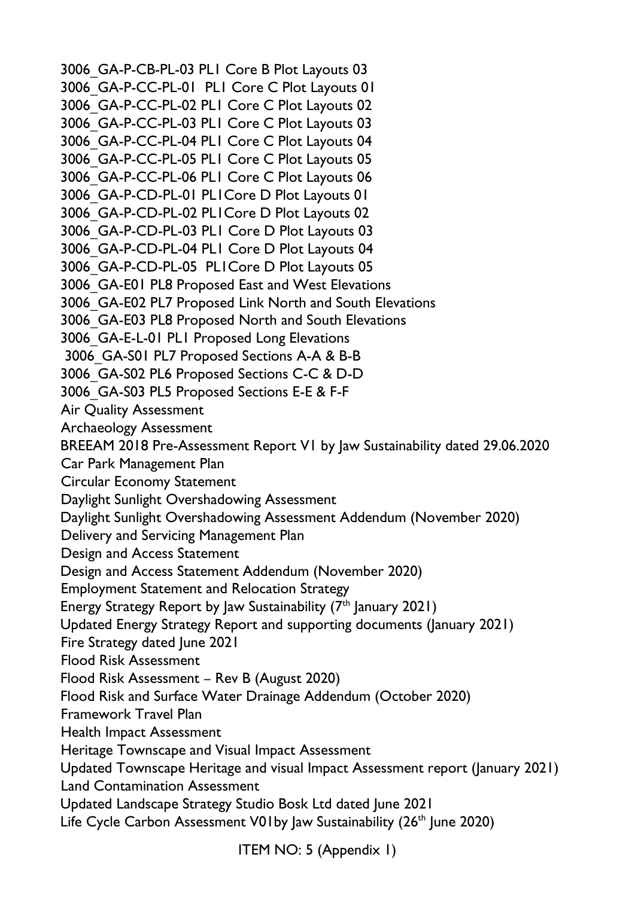3006_GA-P-CB-PL-03 PL1 Core B Plot Layouts 03
3006_GA-P-CC-PL-01 PL1 Core C Plot Layouts 01
3006_GA-P-CC-PL-02 PL1 Core C Plot Layouts 02
3006_GA-P-CC-PL-03 PL1 Core C Plot Layouts 03
3006_GA-P-CC-PL-04 PL1 Core C Plot Layouts 04
3006_GA-P-CC-PL-05 PL1 Core C Plot Layouts 05
3006_GA-P-CC-PL-06 PL1 Core C Plot Layouts 06
3006_GA-P-CD-PL-01 PL1Core D Plot Layouts 01
3006_GA-P-CD-PL-02 PL1Core D Plot Layouts 02
3006_GA-P-CD-PL-03 PL1 Core D Plot Layouts 03
3006_GA-P-CD-PL-04 PL1 Core D Plot Layouts 04
3006_GA-P-CD-PL-05 PL1Core D Plot Layouts 05
3006_GA-E01 PL8 Proposed East and West Elevations
3006_GA-E02 PL7 Proposed Link North and South Elevations
3006_GA-E03 PL8 Proposed North and South Elevations
3006_GA-E-L-01 PL1 Proposed Long Elevations
3006_GA-S01 PL7 Proposed Sections A-A & B-B
3006_GA-S02 PL6 Proposed Sections C-C & D-D
3006_GA-S03 PL5 Proposed Sections E-E & F-F
Air Quality Assessment
Archaeology Assessment
BREEAM 2018 Pre-Assessment Report V1 by Jaw Sustainability dated 29.06.2020
Car Park Management Plan
Circular Economy Statement
Daylight Sunlight Overshadowing Assessment
Daylight Sunlight Overshadowing Assessment Addendum (November 2020)
Delivery and Servicing Management Plan
Design and Access Statement
Design and Access Statement Addendum (November 2020)
Employment Statement and Relocation Strategy
Energy Strategy Report by Jaw Sustainability (7th January 2021)
Updated Energy Strategy Report and supporting documents (January 2021)
Fire Strategy dated June 2021
Flood Risk Assessment
Flood Risk Assessment – Rev B (August 2020)
Flood Risk and Surface Water Drainage Addendum (October 2020)
Framework Travel Plan
Health Impact Assessment
Heritage Townscape and Visual Impact Assessment
Updated Townscape Heritage and visual Impact Assessment report (January 2021)
Land Contamination Assessment
Updated Landscape Strategy Studio Bosk Ltd dated June 2021
Life Cycle Carbon Assessment V01by Jaw Sustainability (26th June 2020)

ITEM NO: 5 (Appendix 1)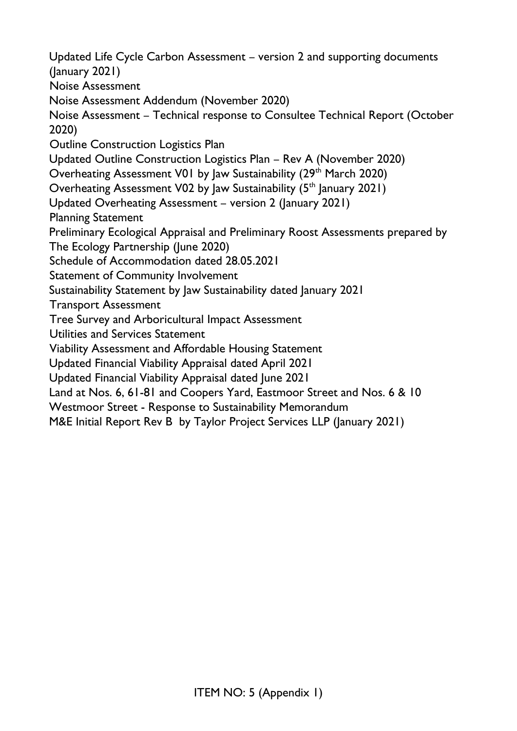Updated Life Cycle Carbon Assessment – version 2 and supporting documents (January 2021)

Noise Assessment

Noise Assessment Addendum (November 2020)

Noise Assessment – Technical response to Consultee Technical Report (October 2020)

Outline Construction Logistics Plan

Updated Outline Construction Logistics Plan – Rev A (November 2020)

Overheating Assessment V01 by Jaw Sustainability (29th March 2020)

Overheating Assessment V02 by Jaw Sustainability (5th January 2021)

Updated Overheating Assessment – version 2 (January 2021)

Planning Statement

Preliminary Ecological Appraisal and Preliminary Roost Assessments prepared by The Ecology Partnership (June 2020)

Schedule of Accommodation dated 28.05.2021

Statement of Community Involvement

Sustainability Statement by Jaw Sustainability dated January 2021

Transport Assessment

Tree Survey and Arboricultural Impact Assessment

Utilities and Services Statement

Viability Assessment and Affordable Housing Statement

Updated Financial Viability Appraisal dated April 2021

Updated Financial Viability Appraisal dated June 2021

Land at Nos. 6, 61-81 and Coopers Yard, Eastmoor Street and Nos. 6 & 10 Westmoor Street - Response to Sustainability Memorandum

M&E Initial Report Rev B by Taylor Project Services LLP (January 2021)

ITEM NO: 5 (Appendix 1)